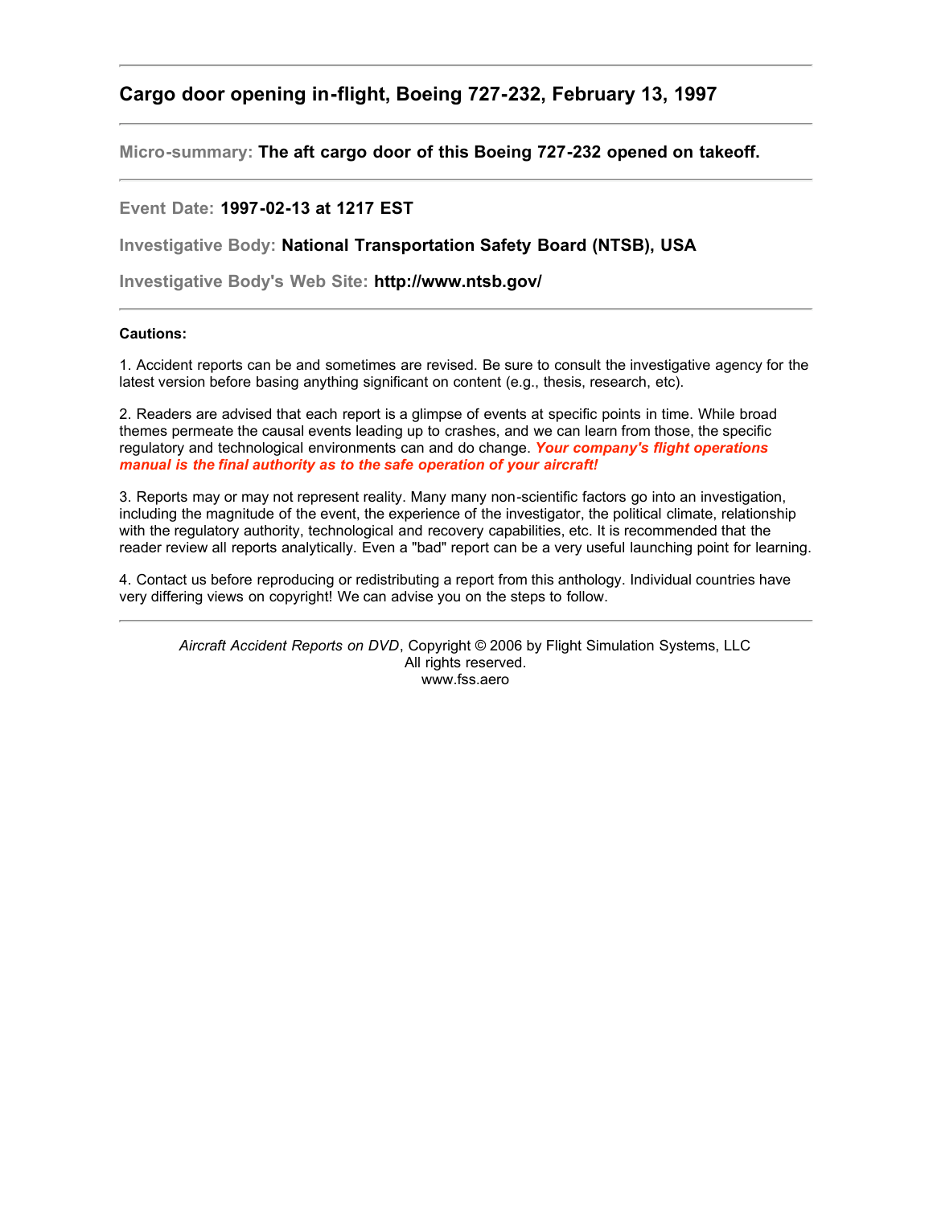## Cargo door opening in-flight, Boeing 727-232, February 13, 1997

---

**Micro-summary:** **The aft cargo door of this Boeing 727-232 opened on takeoff.**

---

**Event Date:** **1997-02-13 at 1217 EST**

**Investigative Body:** **National Transportation Safety Board (NTSB), USA**

**Investigative Body's Web Site:** **http://www.ntsb.gov/**

---

**Cautions:**

1. Accident reports can be and sometimes are revised. Be sure to consult the investigative agency for the latest version before basing anything significant on content (e.g., thesis, research, etc).

2. Readers are advised that each report is a glimpse of events at specific points in time. While broad themes permeate the causal events leading up to crashes, and we can learn from those, the specific regulatory and technological environments can and do change. ***Your company's flight operations manual is the final authority as to the safe operation of your aircraft!***

3. Reports may or may not represent reality. Many many non-scientific factors go into an investigation, including the magnitude of the event, the experience of the investigator, the political climate, relationship with the regulatory authority, technological and recovery capabilities, etc. It is recommended that the reader review all reports analytically. Even a "bad" report can be a very useful launching point for learning.

4. Contact us before reproducing or redistributing a report from this anthology. Individual countries have very differing views on copyright! We can advise you on the steps to follow.

---

*Aircraft Accident Reports on DVD*, Copyright © 2006 by Flight Simulation Systems, LLC
All rights reserved.
www.fss.aero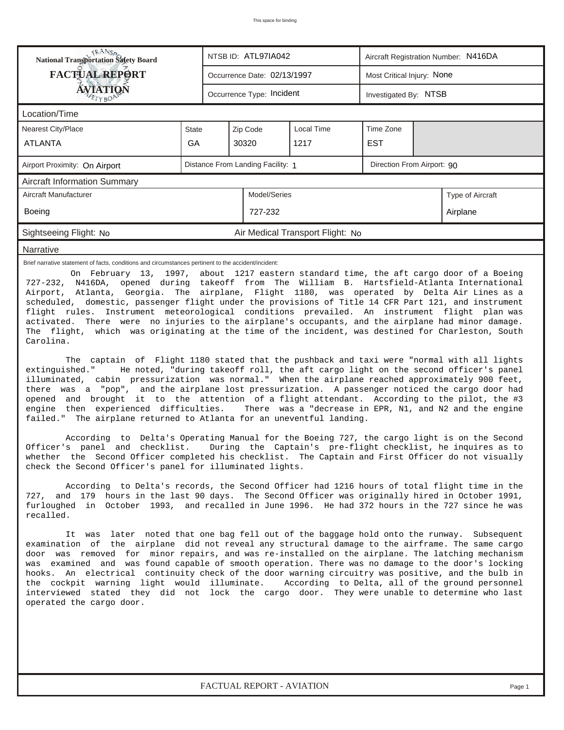| National Transportation Safety Board FACTUAL REPORT AVIATION | NTSB ID: ATL97IA042 | Aircraft Registration Number: N416DA |
|---|---|---|
| | Occurrence Date: 02/13/1997 | Most Critical Injury: None |
| | Occurrence Type: Incident | Investigated By: NTSB |

## Location/Time

| Nearest City/Place | State | Zip Code | Local Time | Time Zone |
|---|---|---|---|---|
| ATLANTA | GA | 30320 | 1217 | EST |

| Airport Proximity: On Airport | Distance From Landing Facility: 1 | Direction From Airport: 90 |
|---|---|---|

## Aircraft Information Summary

| Aircraft Manufacturer | Model/Series | Type of Aircraft |
|---|---|---|
| Boeing | 727-232 | Airplane |

Sightseeing Flight: No | Air Medical Transport Flight: No

## Narrative

Brief narrative statement of facts, conditions and circumstances pertinent to the accident/incident:

On February 13, 1997, about 1217 eastern standard time, the aft cargo door of a Boeing 727-232, N416DA, opened during takeoff from The William B. Hartsfield-Atlanta International Airport, Atlanta, Georgia. The airplane, Flight 1180, was operated by Delta Air Lines as a scheduled, domestic, passenger flight under the provisions of Title 14 CFR Part 121, and instrument flight rules. Instrument meteorological conditions prevailed. An instrument flight plan was activated. There were no injuries to the airplane's occupants, and the airplane had minor damage. The flight, which was originating at the time of the incident, was destined for Charleston, South Carolina.

The captain of Flight 1180 stated that the pushback and taxi were "normal with all lights extinguished." He noted, "during takeoff roll, the aft cargo light on the second officer's panel illuminated, cabin pressurization was normal." When the airplane reached approximately 900 feet, there was a "pop", and the airplane lost pressurization. A passenger noticed the cargo door had opened and brought it to the attention of a flight attendant. According to the pilot, the #3 engine then experienced difficulties. There was a "decrease in EPR, N1, and N2 and the engine failed." The airplane returned to Atlanta for an uneventful landing.

According to Delta's Operating Manual for the Boeing 727, the cargo light is on the Second Officer's panel and checklist. During the Captain's pre-flight checklist, he inquires as to whether the Second Officer completed his checklist. The Captain and First Officer do not visually check the Second Officer's panel for illuminated lights.

According to Delta's records, the Second Officer had 1216 hours of total flight time in the 727, and 179 hours in the last 90 days. The Second Officer was originally hired in October 1991, furloughed in October 1993, and recalled in June 1996. He had 372 hours in the 727 since he was recalled.

It was later noted that one bag fell out of the baggage hold onto the runway. Subsequent examination of the airplane did not reveal any structural damage to the airframe. The same cargo door was removed for minor repairs, and was re-installed on the airplane. The latching mechanism was examined and was found capable of smooth operation. There was no damage to the door's locking hooks. An electrical continuity check of the door warning circuitry was positive, and the bulb in the cockpit warning light would illuminate. According to Delta, all of the ground personnel interviewed stated they did not lock the cargo door. They were unable to determine who last operated the cargo door.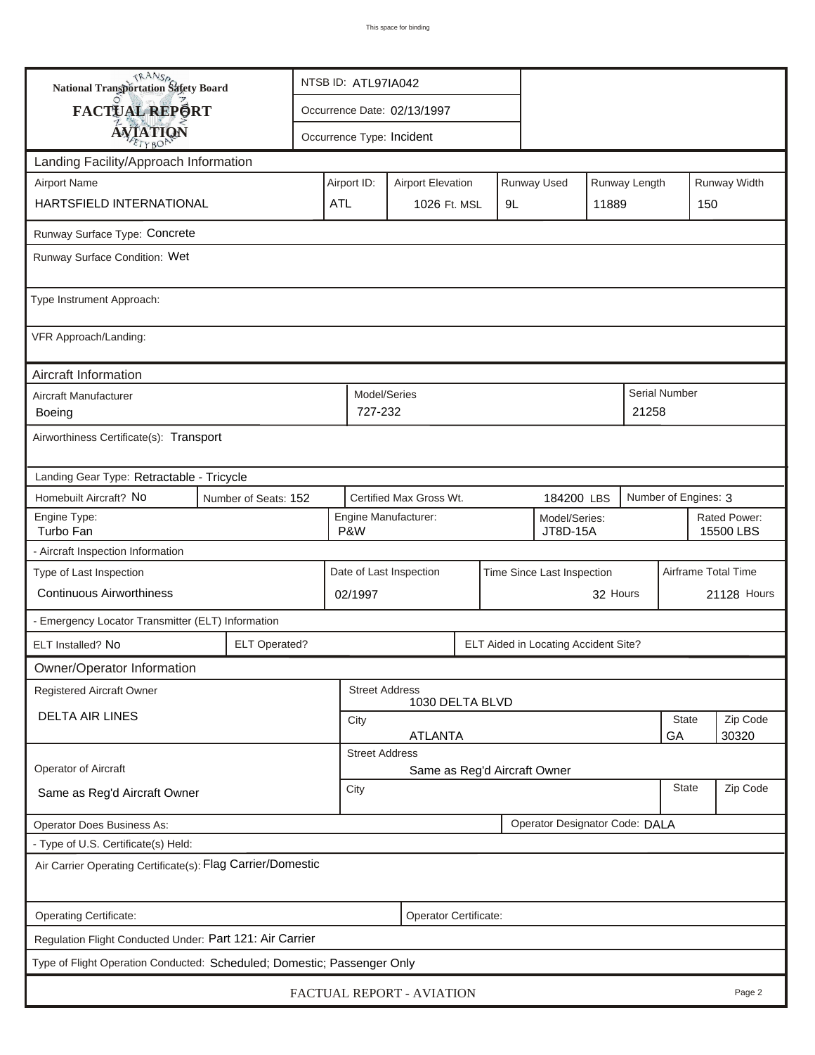This space for binding

**National Transportation Safety Board**
**FACTUAL REPORT**
**AVIATION**

| | |
|---|---|
| NTSB ID: ATL97IA042 | |
| Occurrence Date: 02/13/1997 | |
| Occurrence Type: Incident | |

## Landing Facility/Approach Information

| Airport Name | Airport ID: | Airport Elevation | Runway Used | Runway Length | Runway Width |
|---|---|---|---|---|---|
| HARTSFIELD INTERNATIONAL | ATL | 1026 Ft. MSL | 9L | 11889 | 150 |

Runway Surface Type: Concrete

Runway Surface Condition: Wet

Type Instrument Approach:

VFR Approach/Landing:

## Aircraft Information

| Aircraft Manufacturer | Model/Series | Serial Number |
|---|---|---|
| Boeing | 727-232 | 21258 |

Airworthiness Certificate(s): Transport

Landing Gear Type: Retractable - Tricycle

| Homebuilt Aircraft? | Number of Seats: | Certified Max Gross Wt. | Number of Engines: |
|---|---|---|---|
| No | 152 | 184200 LBS | 3 |

| Engine Type: | Engine Manufacturer: | Model/Series: | Rated Power: |
|---|---|---|---|
| Turbo Fan | P&W | JT8D-15A | 15500 LBS |

- Aircraft Inspection Information

| Type of Last Inspection | Date of Last Inspection | Time Since Last Inspection | Airframe Total Time |
|---|---|---|---|
| Continuous Airworthiness | 02/1997 | 32 Hours | 21128 Hours |

- Emergency Locator Transmitter (ELT) Information

| ELT Installed? | ELT Operated? | ELT Aided in Locating Accident Site? |
|---|---|---|
| No | | |

## Owner/Operator Information

| Registered Aircraft Owner | Street Address | City | State | Zip Code |
|---|---|---|---|---|
| DELTA AIR LINES | 1030 DELTA BLVD | ATLANTA | GA | 30320 |

| Operator of Aircraft | Street Address | City | State | Zip Code |
|---|---|---|---|---|
| Same as Reg'd Aircraft Owner | Same as Reg'd Aircraft Owner | | | |

Operator Does Business As:

Operator Designator Code: DALA

- Type of U.S. Certificate(s) Held:

Air Carrier Operating Certificate(s): Flag Carrier/Domestic

Operating Certificate:

Operator Certificate:

Regulation Flight Conducted Under: Part 121: Air Carrier

Type of Flight Operation Conducted: Scheduled; Domestic; Passenger Only

FACTUAL REPORT - AVIATION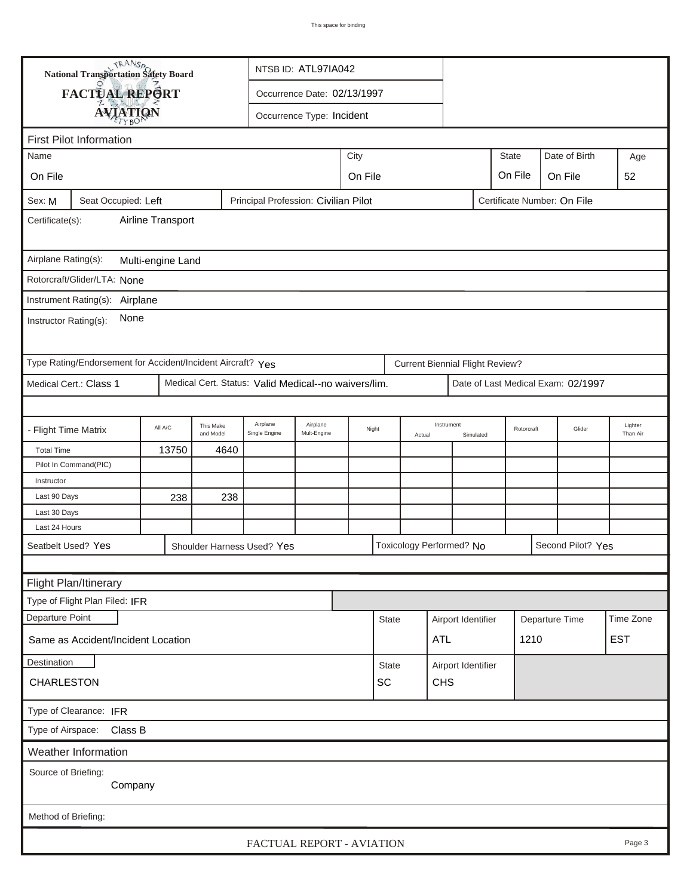National Transportation Safety Board

**FACTUAL REPORT**

**AVIATION**

NTSB ID: ATL97IA042

Occurrence Date: 02/13/1997

Occurrence Type: Incident

## First Pilot Information

| Name | City | State | Date of Birth | Age |
|---|---|---|---|---|
| On File | On File | On File | On File | 52 |

Sex: M | Seat Occupied: Left | Principal Profession: Civilian Pilot | Certificate Number: On File

Certificate(s): Airline Transport

Airplane Rating(s): Multi-engine Land

Rotorcraft/Glider/LTA: None

Instrument Rating(s): Airplane

Instructor Rating(s): None

Type Rating/Endorsement for Accident/Incident Aircraft? Yes | Current Biennial Flight Review?

Medical Cert.: Class 1 | Medical Cert. Status: Valid Medical--no waivers/lim. | Date of Last Medical Exam: 02/1997

| - Flight Time Matrix | All A/C | This Make and Model | Airplane Single Engine | Airplane Mult-Engine | Night | Instrument Actual | Instrument Simulated | Rotorcraft | Glider | Lighter Than Air |
|---|---|---|---|---|---|---|---|---|---|---|
| Total Time | 13750 | 4640 | | | | | | | | |
| Pilot In Command(PIC) | | | | | | | | | | |
| Instructor | | | | | | | | | | |
| Last 90 Days | 238 | 238 | | | | | | | | |
| Last 30 Days | | | | | | | | | | |
| Last 24 Hours | | | | | | | | | | |

Seatbelt Used? Yes | Shoulder Harness Used? Yes | Toxicology Performed? No | Second Pilot? Yes

## Flight Plan/Itinerary

Type of Flight Plan Filed: IFR

| Departure Point | State | Airport Identifier | Departure Time | Time Zone |
|---|---|---|---|---|
| Same as Accident/Incident Location | | ATL | 1210 | EST |

| Destination | State | Airport Identifier |
|---|---|---|
| CHARLESTON | SC | CHS |

Type of Clearance: IFR

Type of Airspace: Class B

## Weather Information

Source of Briefing: Company

Method of Briefing: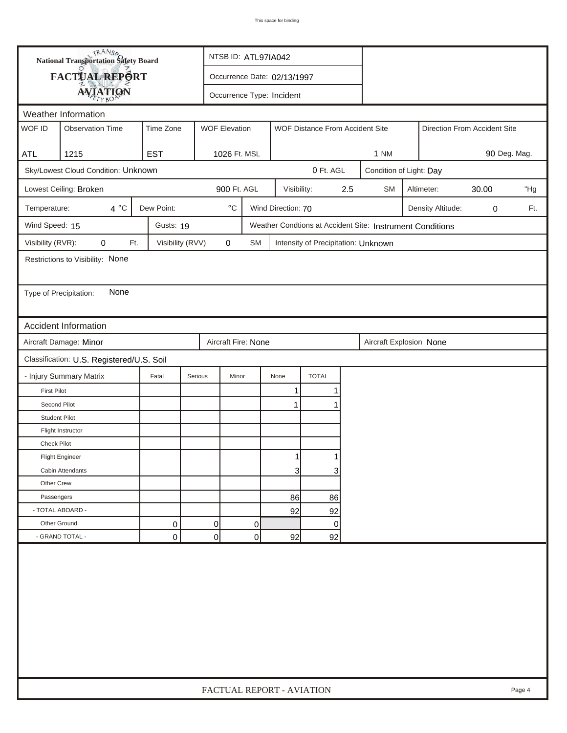This space for binding

**National Transportation Safety Board**

**FACTUAL REPORT**

**AVIATION**

NTSB ID: ATL97IA042

Occurrence Date: 02/13/1997

Occurrence Type: Incident

## Weather Information

| WOF ID | Observation Time | Time Zone | WOF Elevation | WOF Distance From Accident Site | Direction From Accident Site |
|---|---|---|---|---|---|
| ATL | 1215 | EST | 1026 Ft. MSL | 1 NM | 90 Deg. Mag. |

Sky/Lowest Cloud Condition: Unknown | 0 Ft. AGL | Condition of Light: Day

Lowest Ceiling: Broken | 900 Ft. AGL | Visibility: 2.5 SM | Altimeter: 30.00 "Hg

Temperature: 4 °C | Dew Point: °C | Wind Direction: 70 | Density Altitude: 0 Ft.

Wind Speed: 15 | Gusts: 19 | Weather Condtions at Accident Site: Instrument Conditions

Visibility (RVR): 0 Ft. | Visibility (RVV) 0 SM | Intensity of Precipitation: Unknown

Restrictions to Visibility: None

Type of Precipitation: None

## Accident Information

Aircraft Damage: Minor | Aircraft Fire: None | Aircraft Explosion None

Classification: U.S. Registered/U.S. Soil

| - Injury Summary Matrix | Fatal | Serious | Minor | None | TOTAL |
|---|---|---|---|---|---|
| First Pilot | | | | 1 | 1 |
| Second Pilot | | | | 1 | 1 |
| Student Pilot | | | | | |
| Flight Instructor | | | | | |
| Check Pilot | | | | | |
| Flight Engineer | | | | 1 | 1 |
| Cabin Attendants | | | | 3 | 3 |
| Other Crew | | | | | |
| Passengers | | | | 86 | 86 |
| - TOTAL ABOARD - | | | | 92 | 92 |
| Other Ground | 0 | 0 | 0 | | 0 |
| - GRAND TOTAL - | 0 | 0 | 0 | 92 | 92 |

FACTUAL REPORT - AVIATION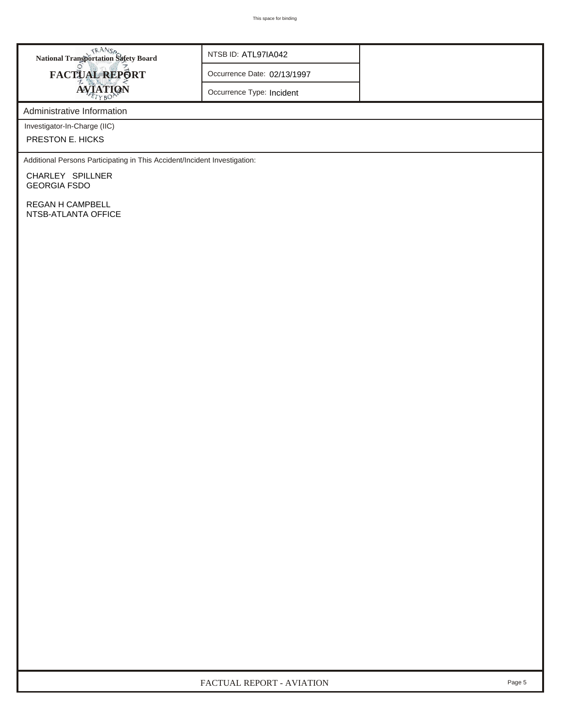**National Transportation Safety Board**

**FACTUAL REPORT**

**AVIATION**

| | |
|---|---|
| NTSB ID: ATL97IA042 | |
| Occurrence Date: 02/13/1997 | |
| Occurrence Type: Incident | |

## Administrative Information

Investigator-In-Charge (IIC)

PRESTON E. HICKS

Additional Persons Participating in This Accident/Incident Investigation:

CHARLEY SPILLNER
GEORGIA FSDO

REGAN H CAMPBELL
NTSB-ATLANTA OFFICE